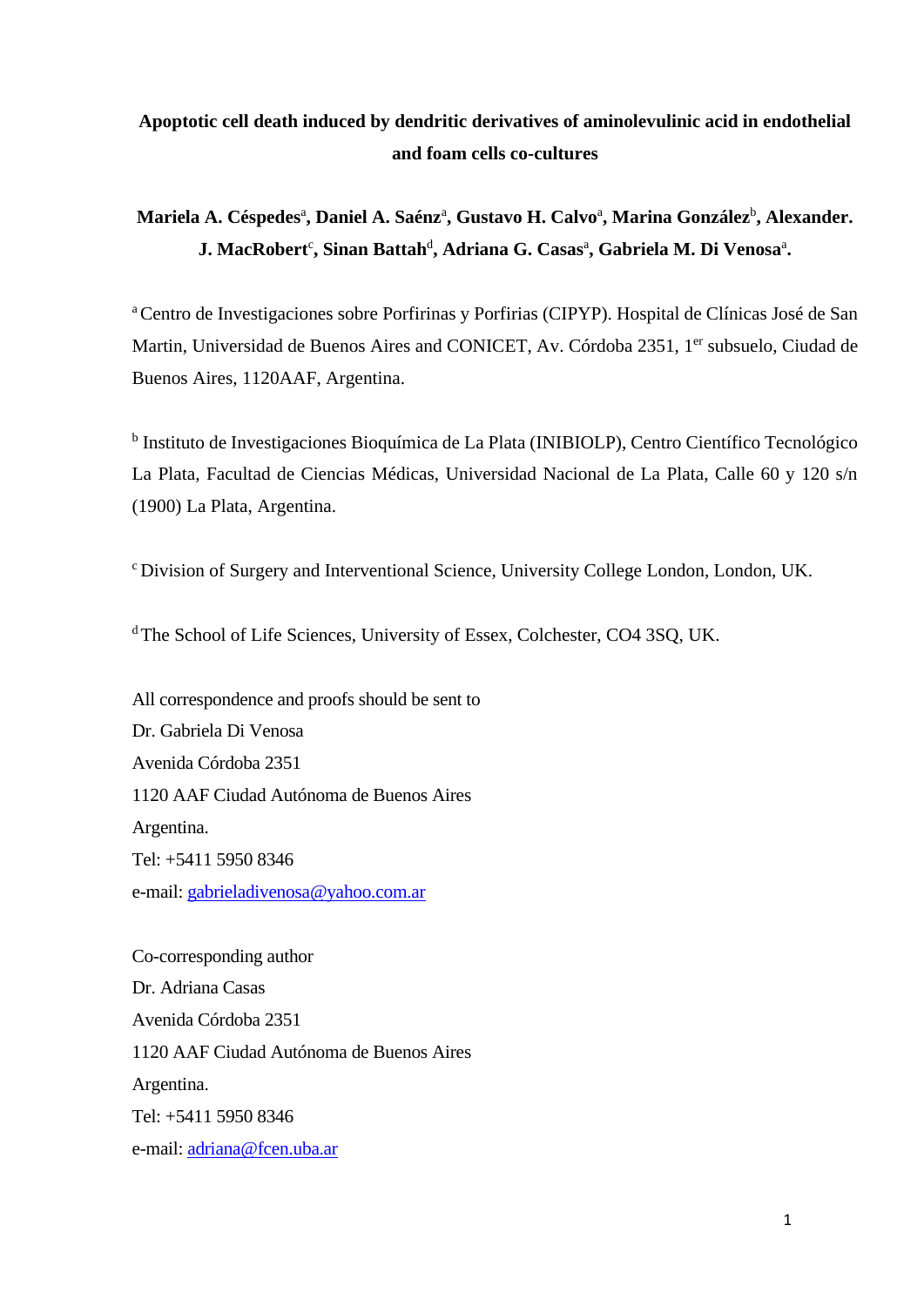# Apoptotic cell death induced by dendritic derivatives of aminolevulinic acid in endothelial and foam cells co-cultures

**Mariela A. Céspedes[a], Daniel A. Saénz[a], Gustavo H. Calvo[a], Marina González[b], Alexander. J. MacRobert[c], Sinan Battah[d], Adriana G. Casas[a], Gabriela M. Di Venosa[a].**

[a] Centro de Investigaciones sobre Porfirinas y Porfirias (CIPYP). Hospital de Clínicas José de San Martin, Universidad de Buenos Aires and CONICET, Av. Córdoba 2351, 1[er] subsuelo, Ciudad de Buenos Aires, 1120AAF, Argentina.

[b] Instituto de Investigaciones Bioquímica de La Plata (INIBIOLP), Centro Científico Tecnológico La Plata, Facultad de Ciencias Médicas, Universidad Nacional de La Plata, Calle 60 y 120 s/n (1900) La Plata, Argentina.

[c] Division of Surgery and Interventional Science, University College London, London, UK.

[d] The School of Life Sciences, University of Essex, Colchester, CO4 3SQ, UK.

All correspondence and proofs should be sent to
Dr. Gabriela Di Venosa
Avenida Córdoba 2351
1120 AAF Ciudad Autónoma de Buenos Aires
Argentina.
Tel: +5411 5950 8346
e-mail: gabrieladivenosa@yahoo.com.ar

Co-corresponding author
Dr. Adriana Casas
Avenida Córdoba 2351
1120 AAF Ciudad Autónoma de Buenos Aires
Argentina.
Tel: +5411 5950 8346
e-mail: adriana@fcen.uba.ar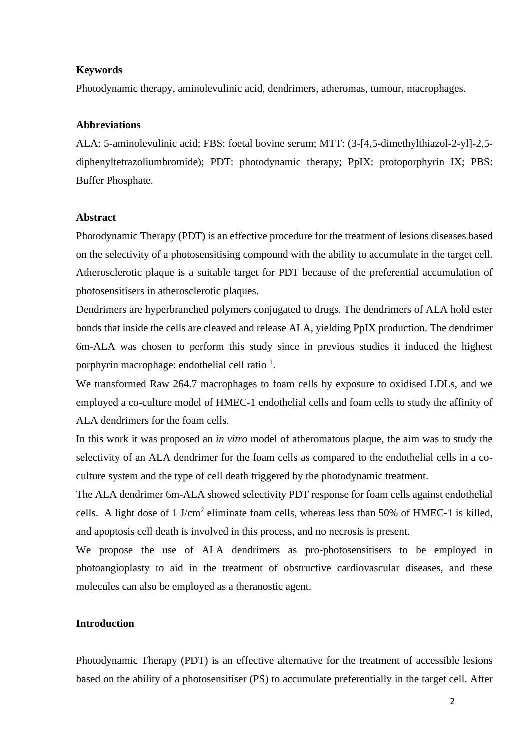**Keywords**

Photodynamic therapy, aminolevulinic acid, dendrimers, atheromas, tumour, macrophages.

**Abbreviations**

ALA: 5-aminolevulinic acid; FBS: foetal bovine serum; MTT: (3-[4,5-dimethylthiazol-2-yl]-2,5-diphenyltetrazoliumbromide); PDT: photodynamic therapy; PpIX: protoporphyrin IX; PBS: Buffer Phosphate.

**Abstract**

Photodynamic Therapy (PDT) is an effective procedure for the treatment of lesions diseases based on the selectivity of a photosensitising compound with the ability to accumulate in the target cell. Atherosclerotic plaque is a suitable target for PDT because of the preferential accumulation of photosensitisers in atherosclerotic plaques.

Dendrimers are hyperbranched polymers conjugated to drugs. The dendrimers of ALA hold ester bonds that inside the cells are cleaved and release ALA, yielding PpIX production. The dendrimer 6m-ALA was chosen to perform this study since in previous studies it induced the highest porphyrin macrophage: endothelial cell ratio [1].

We transformed Raw 264.7 macrophages to foam cells by exposure to oxidised LDLs, and we employed a co-culture model of HMEC-1 endothelial cells and foam cells to study the affinity of ALA dendrimers for the foam cells.

In this work it was proposed an *in vitro* model of atheromatous plaque, the aim was to study the selectivity of an ALA dendrimer for the foam cells as compared to the endothelial cells in a co-culture system and the type of cell death triggered by the photodynamic treatment.

The ALA dendrimer 6m-ALA showed selectivity PDT response for foam cells against endothelial cells. A light dose of 1 J/cm$^2$ eliminate foam cells, whereas less than 50% of HMEC-1 is killed, and apoptosis cell death is involved in this process, and no necrosis is present.

We propose the use of ALA dendrimers as pro-photosensitisers to be employed in photoangioplasty to aid in the treatment of obstructive cardiovascular diseases, and these molecules can also be employed as a theranostic agent.

**Introduction**

Photodynamic Therapy (PDT) is an effective alternative for the treatment of accessible lesions based on the ability of a photosensitiser (PS) to accumulate preferentially in the target cell. After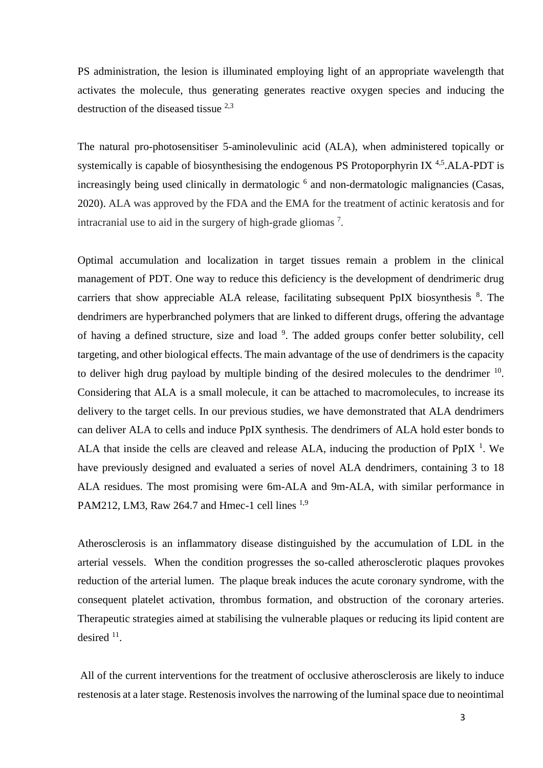PS administration, the lesion is illuminated employing light of an appropriate wavelength that activates the molecule, thus generating generates reactive oxygen species and inducing the destruction of the diseased tissue [2,3]

The natural pro-photosensitiser 5-aminolevulinic acid (ALA), when administered topically or systemically is capable of biosynthesising the endogenous PS Protoporphyrin IX [4,5].ALA-PDT is increasingly being used clinically in dermatologic [6] and non-dermatologic malignancies (Casas, 2020). ALA was approved by the FDA and the EMA for the treatment of actinic keratosis and for intracranial use to aid in the surgery of high-grade gliomas [7].

Optimal accumulation and localization in target tissues remain a problem in the clinical management of PDT. One way to reduce this deficiency is the development of dendrimeric drug carriers that show appreciable ALA release, facilitating subsequent PpIX biosynthesis [8]. The dendrimers are hyperbranched polymers that are linked to different drugs, offering the advantage of having a defined structure, size and load [9]. The added groups confer better solubility, cell targeting, and other biological effects. The main advantage of the use of dendrimers is the capacity to deliver high drug payload by multiple binding of the desired molecules to the dendrimer [10]. Considering that ALA is a small molecule, it can be attached to macromolecules, to increase its delivery to the target cells. In our previous studies, we have demonstrated that ALA dendrimers can deliver ALA to cells and induce PpIX synthesis. The dendrimers of ALA hold ester bonds to ALA that inside the cells are cleaved and release ALA, inducing the production of PpIX [1]. We have previously designed and evaluated a series of novel ALA dendrimers, containing 3 to 18 ALA residues. The most promising were 6m-ALA and 9m-ALA, with similar performance in PAM212, LM3, Raw 264.7 and Hmec-1 cell lines [1,9]

Atherosclerosis is an inflammatory disease distinguished by the accumulation of LDL in the arterial vessels. When the condition progresses the so-called atherosclerotic plaques provokes reduction of the arterial lumen. The plaque break induces the acute coronary syndrome, with the consequent platelet activation, thrombus formation, and obstruction of the coronary arteries. Therapeutic strategies aimed at stabilising the vulnerable plaques or reducing its lipid content are desired [11].

All of the current interventions for the treatment of occlusive atherosclerosis are likely to induce restenosis at a later stage. Restenosis involves the narrowing of the luminal space due to neointimal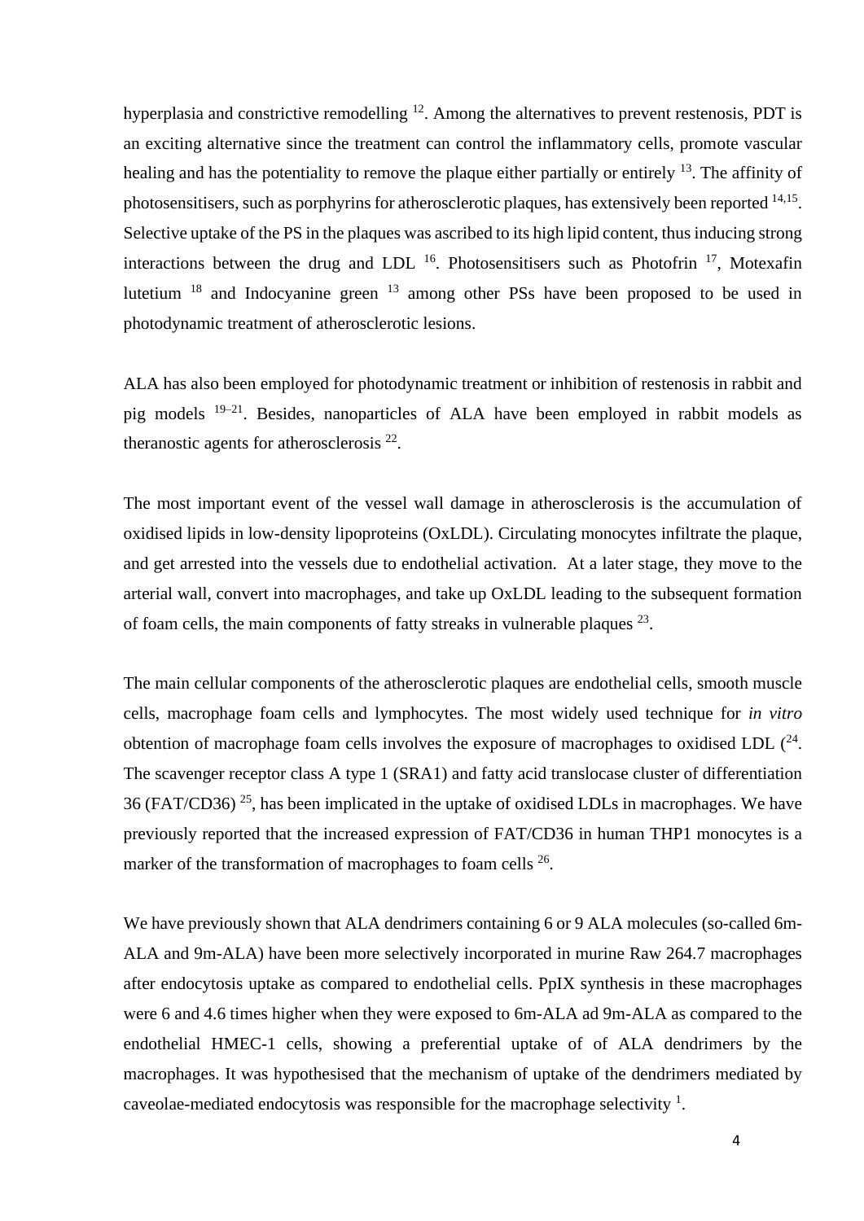hyperplasia and constrictive remodelling [12]. Among the alternatives to prevent restenosis, PDT is an exciting alternative since the treatment can control the inflammatory cells, promote vascular healing and has the potentiality to remove the plaque either partially or entirely [13]. The affinity of photosensitisers, such as porphyrins for atherosclerotic plaques, has extensively been reported [14,15]. Selective uptake of the PS in the plaques was ascribed to its high lipid content, thus inducing strong interactions between the drug and LDL [16]. Photosensitisers such as Photofrin [17], Motexafin lutetium [18] and Indocyanine green [13] among other PSs have been proposed to be used in photodynamic treatment of atherosclerotic lesions.

ALA has also been employed for photodynamic treatment or inhibition of restenosis in rabbit and pig models [19–21]. Besides, nanoparticles of ALA have been employed in rabbit models as theranostic agents for atherosclerosis [22].

The most important event of the vessel wall damage in atherosclerosis is the accumulation of oxidised lipids in low-density lipoproteins (OxLDL). Circulating monocytes infiltrate the plaque, and get arrested into the vessels due to endothelial activation. At a later stage, they move to the arterial wall, convert into macrophages, and take up OxLDL leading to the subsequent formation of foam cells, the main components of fatty streaks in vulnerable plaques [23].

The main cellular components of the atherosclerotic plaques are endothelial cells, smooth muscle cells, macrophage foam cells and lymphocytes. The most widely used technique for *in vitro* obtention of macrophage foam cells involves the exposure of macrophages to oxidised LDL ([24]. The scavenger receptor class A type 1 (SRA1) and fatty acid translocase cluster of differentiation 36 (FAT/CD36) [25], has been implicated in the uptake of oxidised LDLs in macrophages. We have previously reported that the increased expression of FAT/CD36 in human THP1 monocytes is a marker of the transformation of macrophages to foam cells [26].

We have previously shown that ALA dendrimers containing 6 or 9 ALA molecules (so-called 6m-ALA and 9m-ALA) have been more selectively incorporated in murine Raw 264.7 macrophages after endocytosis uptake as compared to endothelial cells. PpIX synthesis in these macrophages were 6 and 4.6 times higher when they were exposed to 6m-ALA ad 9m-ALA as compared to the endothelial HMEC-1 cells, showing a preferential uptake of of ALA dendrimers by the macrophages. It was hypothesised that the mechanism of uptake of the dendrimers mediated by caveolae-mediated endocytosis was responsible for the macrophage selectivity [1].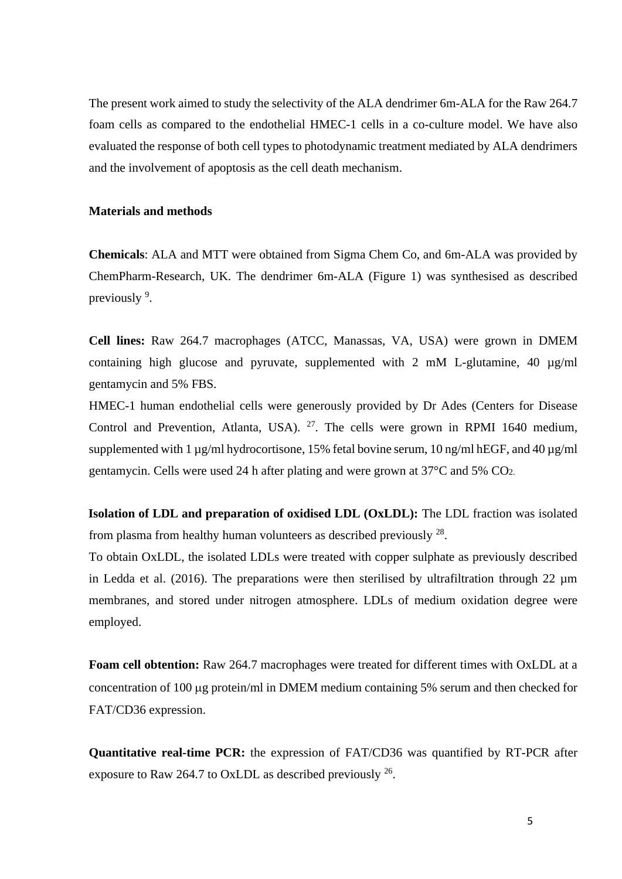The present work aimed to study the selectivity of the ALA dendrimer 6m-ALA for the Raw 264.7 foam cells as compared to the endothelial HMEC-1 cells in a co-culture model. We have also evaluated the response of both cell types to photodynamic treatment mediated by ALA dendrimers and the involvement of apoptosis as the cell death mechanism.

**Materials and methods**

**Chemicals**: ALA and MTT were obtained from Sigma Chem Co, and 6m-ALA was provided by ChemPharm-Research, UK. The dendrimer 6m-ALA (Figure 1) was synthesised as described previously [9].

**Cell lines:** Raw 264.7 macrophages (ATCC, Manassas, VA, USA) were grown in DMEM containing high glucose and pyruvate, supplemented with 2 mM L-glutamine, 40 µg/ml gentamycin and 5% FBS.

HMEC-1 human endothelial cells were generously provided by Dr Ades (Centers for Disease Control and Prevention, Atlanta, USA). [27]. The cells were grown in RPMI 1640 medium, supplemented with 1 µg/ml hydrocortisone, 15% fetal bovine serum, 10 ng/ml hEGF, and 40 µg/ml gentamycin. Cells were used 24 h after plating and were grown at 37°C and 5% $CO_2$.

**Isolation of LDL and preparation of oxidised LDL (OxLDL):** The LDL fraction was isolated from plasma from healthy human volunteers as described previously [28].

To obtain OxLDL, the isolated LDLs were treated with copper sulphate as previously described in Ledda et al. (2016). The preparations were then sterilised by ultrafiltration through 22 µm membranes, and stored under nitrogen atmosphere. LDLs of medium oxidation degree were employed.

**Foam cell obtention:** Raw 264.7 macrophages were treated for different times with OxLDL at a concentration of 100 µg protein/ml in DMEM medium containing 5% serum and then checked for FAT/CD36 expression.

**Quantitative real-time PCR:** the expression of FAT/CD36 was quantified by RT-PCR after exposure to Raw 264.7 to OxLDL as described previously [26].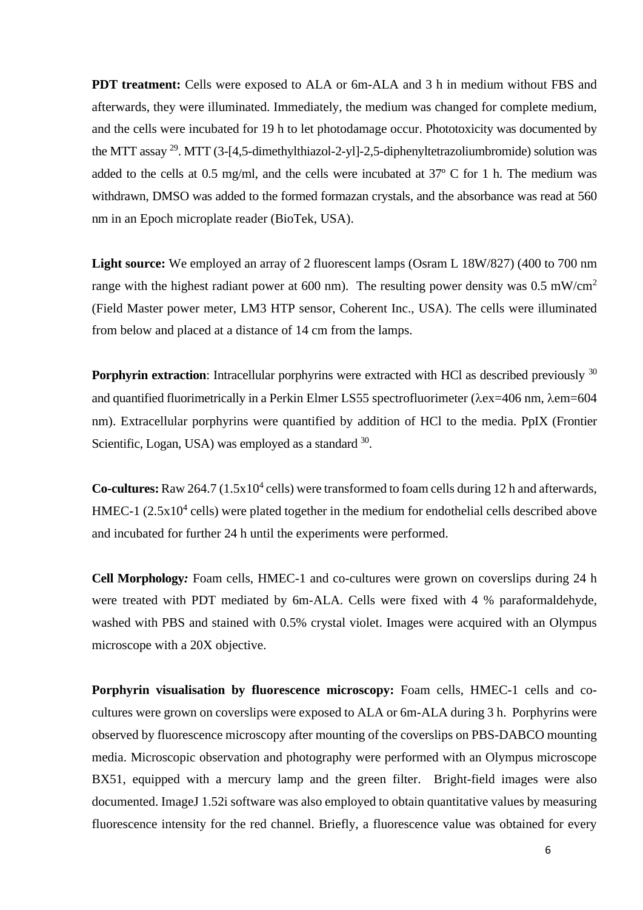**PDT treatment:** Cells were exposed to ALA or 6m-ALA and 3 h in medium without FBS and afterwards, they were illuminated. Immediately, the medium was changed for complete medium, and the cells were incubated for 19 h to let photodamage occur. Phototoxicity was documented by the MTT assay [29]. MTT (3-[4,5-dimethylthiazol-2-yl]-2,5-diphenyltetrazoliumbromide) solution was added to the cells at 0.5 mg/ml, and the cells were incubated at 37º C for 1 h. The medium was withdrawn, DMSO was added to the formed formazan crystals, and the absorbance was read at 560 nm in an Epoch microplate reader (BioTek, USA).

**Light source:** We employed an array of 2 fluorescent lamps (Osram L 18W/827) (400 to 700 nm range with the highest radiant power at 600 nm). The resulting power density was 0.5 $mW/cm^2$ (Field Master power meter, LM3 HTP sensor, Coherent Inc., USA). The cells were illuminated from below and placed at a distance of 14 cm from the lamps.

**Porphyrin extraction**: Intracellular porphyrins were extracted with HCl as described previously [30] and quantified fluorimetrically in a Perkin Elmer LS55 spectrofluorimeter ($\lambda$ex=406 nm, $\lambda$em=604 nm). Extracellular porphyrins were quantified by addition of HCl to the media. PpIX (Frontier Scientific, Logan, USA) was employed as a standard [30].

**Co-cultures:** Raw 264.7 ($1.5 \times 10^4$ cells) were transformed to foam cells during 12 h and afterwards, HMEC-1 ($2.5 \times 10^4$ cells) were plated together in the medium for endothelial cells described above and incubated for further 24 h until the experiments were performed.

**Cell Morphology*:*** Foam cells, HMEC-1 and co-cultures were grown on coverslips during 24 h were treated with PDT mediated by 6m-ALA. Cells were fixed with 4 % paraformaldehyde, washed with PBS and stained with 0.5% crystal violet. Images were acquired with an Olympus microscope with a 20X objective.

**Porphyrin visualisation by fluorescence microscopy:** Foam cells, HMEC-1 cells and co-cultures were grown on coverslips were exposed to ALA or 6m-ALA during 3 h. Porphyrins were observed by fluorescence microscopy after mounting of the coverslips on PBS-DABCO mounting media. Microscopic observation and photography were performed with an Olympus microscope BX51, equipped with a mercury lamp and the green filter. Bright-field images were also documented. ImageJ 1.52i software was also employed to obtain quantitative values by measuring fluorescence intensity for the red channel. Briefly, a fluorescence value was obtained for every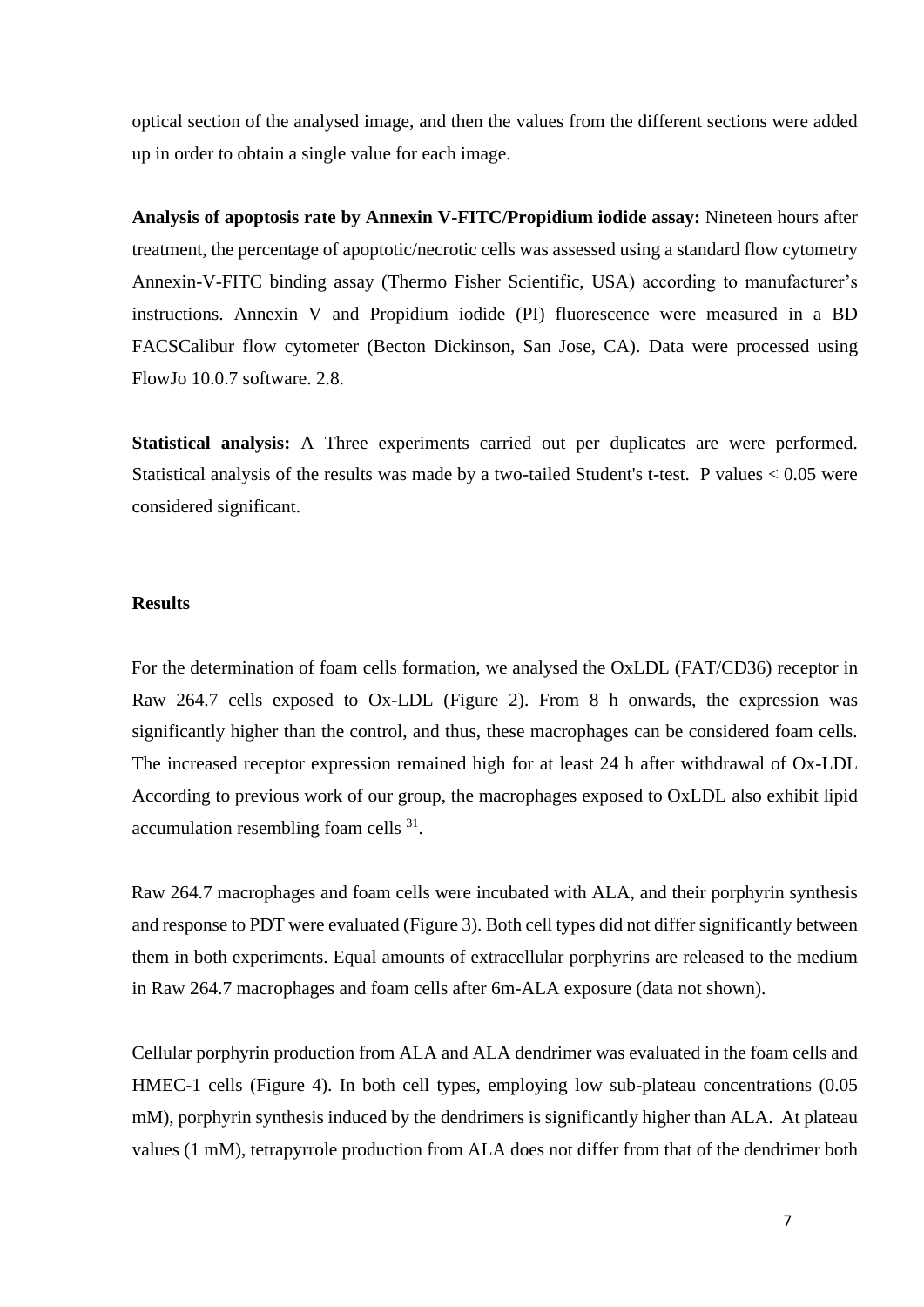optical section of the analysed image, and then the values from the different sections were added up in order to obtain a single value for each image.

**Analysis of apoptosis rate by Annexin V-FITC/Propidium iodide assay:** Nineteen hours after treatment, the percentage of apoptotic/necrotic cells was assessed using a standard flow cytometry Annexin-V-FITC binding assay (Thermo Fisher Scientific, USA) according to manufacturer's instructions. Annexin V and Propidium iodide (PI) fluorescence were measured in a BD FACSCalibur flow cytometer (Becton Dickinson, San Jose, CA). Data were processed using FlowJo 10.0.7 software. 2.8.

**Statistical analysis:** A Three experiments carried out per duplicates are were performed. Statistical analysis of the results was made by a two-tailed Student's t-test. P values < 0.05 were considered significant.

**Results**

For the determination of foam cells formation, we analysed the OxLDL (FAT/CD36) receptor in Raw 264.7 cells exposed to Ox-LDL (Figure 2). From 8 h onwards, the expression was significantly higher than the control, and thus, these macrophages can be considered foam cells. The increased receptor expression remained high for at least 24 h after withdrawal of Ox-LDL According to previous work of our group, the macrophages exposed to OxLDL also exhibit lipid accumulation resembling foam cells [31].

Raw 264.7 macrophages and foam cells were incubated with ALA, and their porphyrin synthesis and response to PDT were evaluated (Figure 3). Both cell types did not differ significantly between them in both experiments. Equal amounts of extracellular porphyrins are released to the medium in Raw 264.7 macrophages and foam cells after 6m-ALA exposure (data not shown).

Cellular porphyrin production from ALA and ALA dendrimer was evaluated in the foam cells and HMEC-1 cells (Figure 4). In both cell types, employing low sub-plateau concentrations (0.05 mM), porphyrin synthesis induced by the dendrimers is significantly higher than ALA. At plateau values (1 mM), tetrapyrrole production from ALA does not differ from that of the dendrimer both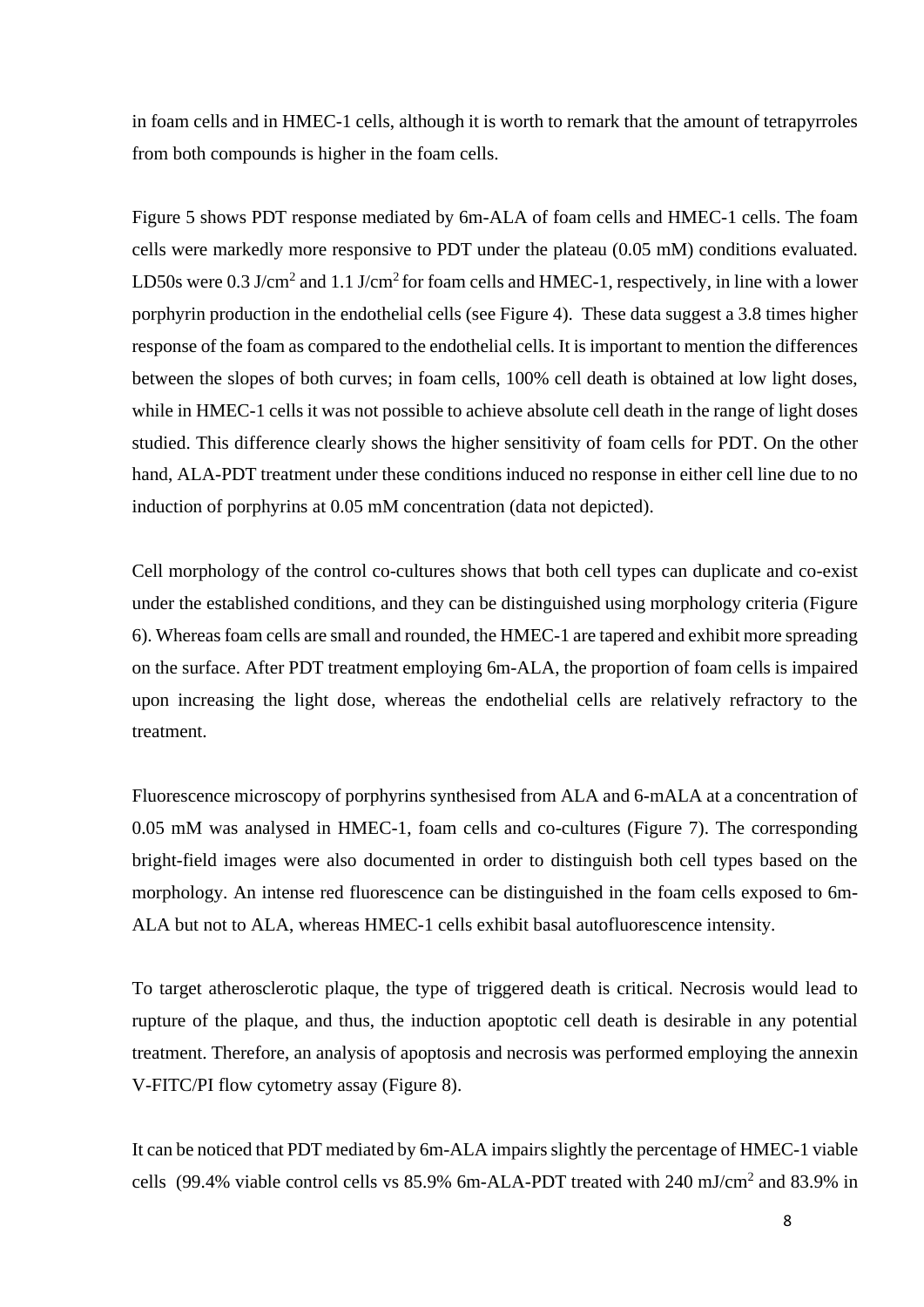in foam cells and in HMEC-1 cells, although it is worth to remark that the amount of tetrapyrroles from both compounds is higher in the foam cells.

Figure 5 shows PDT response mediated by 6m-ALA of foam cells and HMEC-1 cells. The foam cells were markedly more responsive to PDT under the plateau (0.05 mM) conditions evaluated. LD50s were 0.3 J/cm$^2$ and 1.1 J/cm$^2$ for foam cells and HMEC-1, respectively, in line with a lower porphyrin production in the endothelial cells (see Figure 4). These data suggest a 3.8 times higher response of the foam as compared to the endothelial cells. It is important to mention the differences between the slopes of both curves; in foam cells, 100% cell death is obtained at low light doses, while in HMEC-1 cells it was not possible to achieve absolute cell death in the range of light doses studied. This difference clearly shows the higher sensitivity of foam cells for PDT. On the other hand, ALA-PDT treatment under these conditions induced no response in either cell line due to no induction of porphyrins at 0.05 mM concentration (data not depicted).

Cell morphology of the control co-cultures shows that both cell types can duplicate and co-exist under the established conditions, and they can be distinguished using morphology criteria (Figure 6). Whereas foam cells are small and rounded, the HMEC-1 are tapered and exhibit more spreading on the surface. After PDT treatment employing 6m-ALA, the proportion of foam cells is impaired upon increasing the light dose, whereas the endothelial cells are relatively refractory to the treatment.

Fluorescence microscopy of porphyrins synthesised from ALA and 6-mALA at a concentration of 0.05 mM was analysed in HMEC-1, foam cells and co-cultures (Figure 7). The corresponding bright-field images were also documented in order to distinguish both cell types based on the morphology. An intense red fluorescence can be distinguished in the foam cells exposed to 6m-ALA but not to ALA, whereas HMEC-1 cells exhibit basal autofluorescence intensity.

To target atherosclerotic plaque, the type of triggered death is critical. Necrosis would lead to rupture of the plaque, and thus, the induction apoptotic cell death is desirable in any potential treatment. Therefore, an analysis of apoptosis and necrosis was performed employing the annexin V-FITC/PI flow cytometry assay (Figure 8).

It can be noticed that PDT mediated by 6m-ALA impairs slightly the percentage of HMEC-1 viable cells (99.4% viable control cells vs 85.9% 6m-ALA-PDT treated with 240 mJ/cm$^2$ and 83.9% in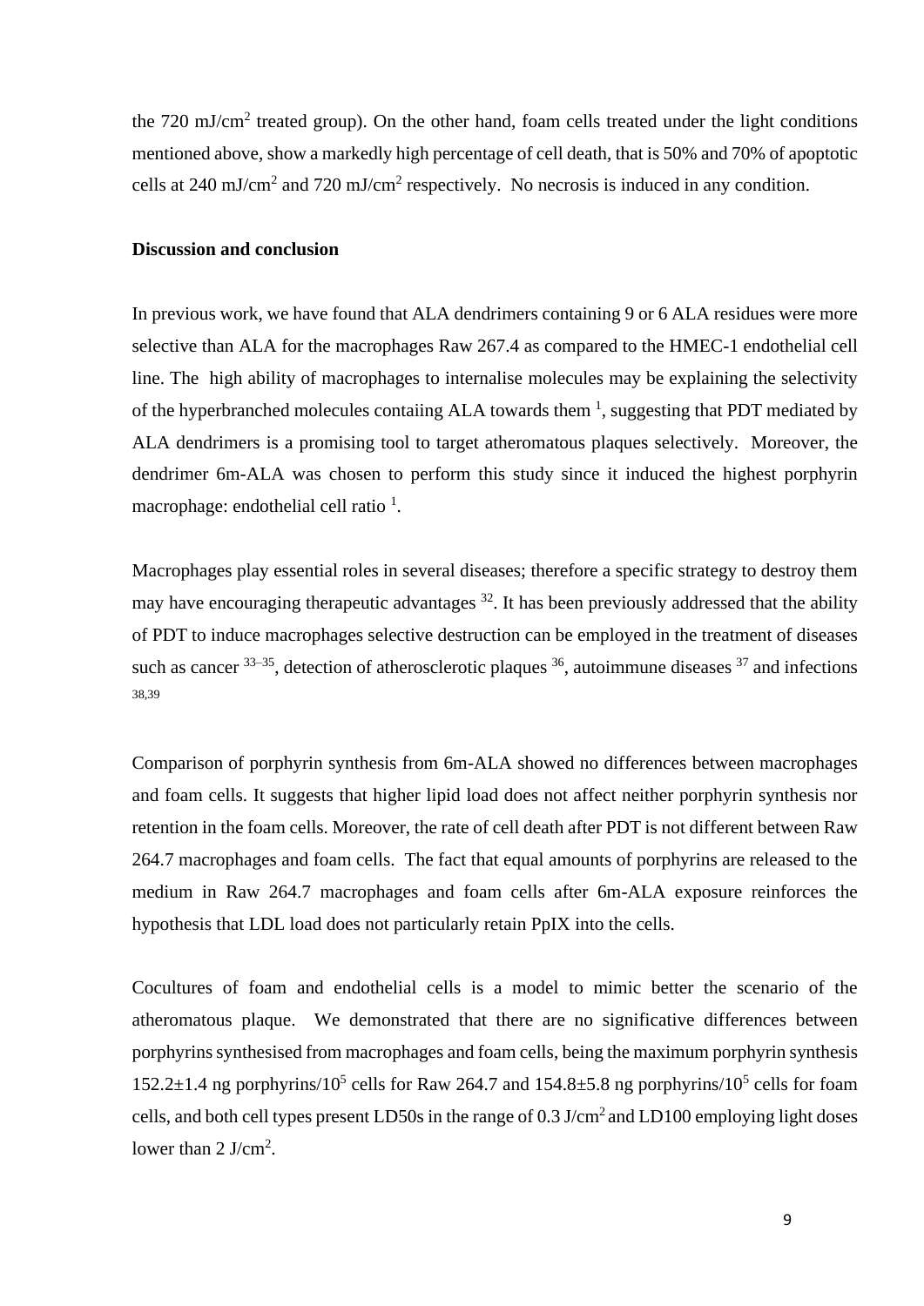the 720 mJ/cm$^2$ treated group). On the other hand, foam cells treated under the light conditions mentioned above, show a markedly high percentage of cell death, that is 50% and 70% of apoptotic cells at 240 mJ/cm$^2$ and 720 mJ/cm$^2$ respectively. No necrosis is induced in any condition.

**Discussion and conclusion**

In previous work, we have found that ALA dendrimers containing 9 or 6 ALA residues were more selective than ALA for the macrophages Raw 267.4 as compared to the HMEC-1 endothelial cell line. The high ability of macrophages to internalise molecules may be explaining the selectivity of the hyperbranched molecules contaiing ALA towards them [1], suggesting that PDT mediated by ALA dendrimers is a promising tool to target atheromatous plaques selectively. Moreover, the dendrimer 6m-ALA was chosen to perform this study since it induced the highest porphyrin macrophage: endothelial cell ratio [1].

Macrophages play essential roles in several diseases; therefore a specific strategy to destroy them may have encouraging therapeutic advantages [32]. It has been previously addressed that the ability of PDT to induce macrophages selective destruction can be employed in the treatment of diseases such as cancer [33–35], detection of atherosclerotic plaques [36], autoimmune diseases [37] and infections [38,39]

Comparison of porphyrin synthesis from 6m-ALA showed no differences between macrophages and foam cells. It suggests that higher lipid load does not affect neither porphyrin synthesis nor retention in the foam cells. Moreover, the rate of cell death after PDT is not different between Raw 264.7 macrophages and foam cells. The fact that equal amounts of porphyrins are released to the medium in Raw 264.7 macrophages and foam cells after 6m-ALA exposure reinforces the hypothesis that LDL load does not particularly retain PpIX into the cells.

Cocultures of foam and endothelial cells is a model to mimic better the scenario of the atheromatous plaque. We demonstrated that there are no significative differences between porphyrins synthesised from macrophages and foam cells, being the maximum porphyrin synthesis 152.2±1.4 ng porphyrins/10$^5$ cells for Raw 264.7 and 154.8±5.8 ng porphyrins/10$^5$ cells for foam cells, and both cell types present LD50s in the range of 0.3 J/cm$^2$ and LD100 employing light doses lower than 2 J/cm$^2$.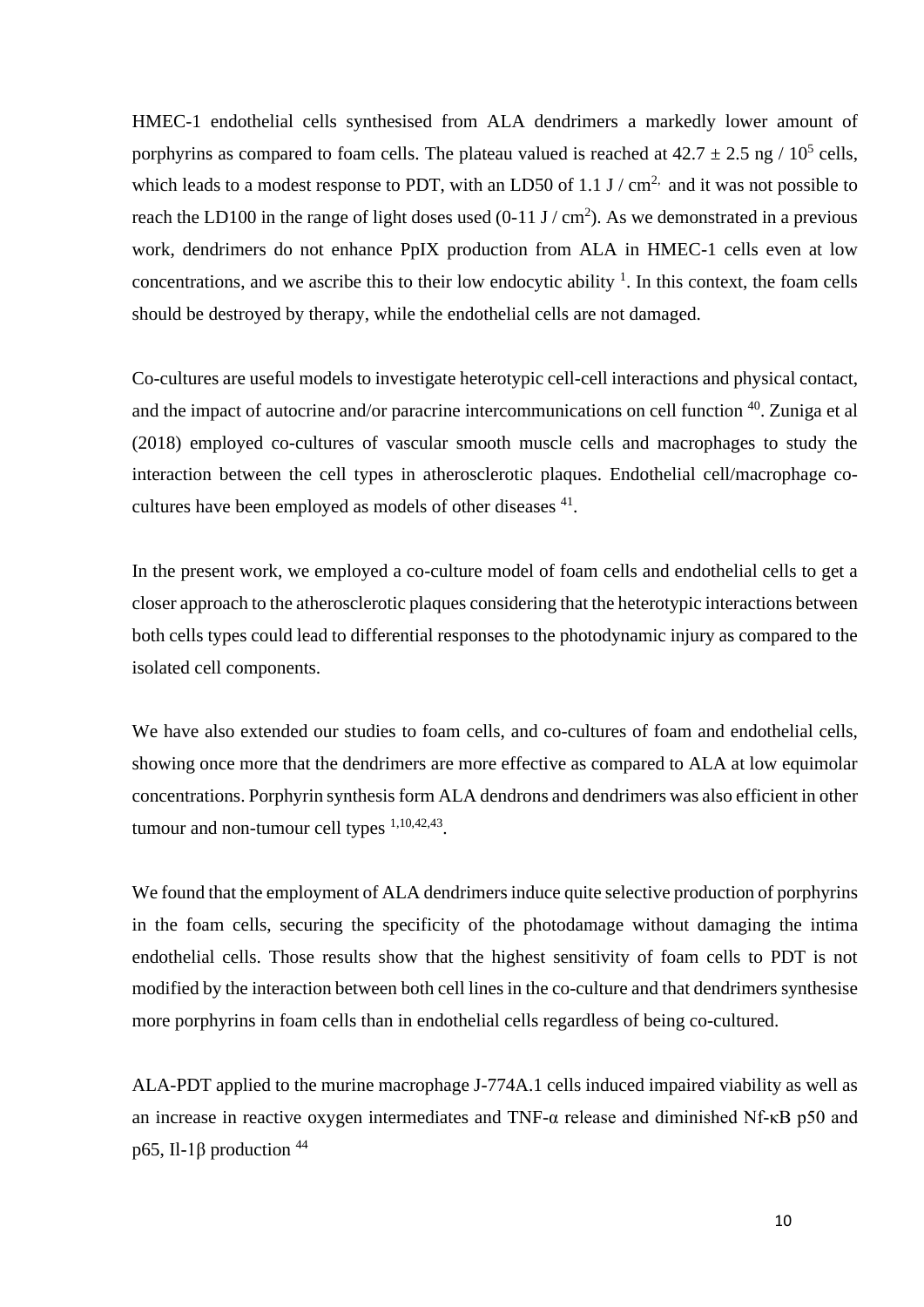HMEC-1 endothelial cells synthesised from ALA dendrimers a markedly lower amount of porphyrins as compared to foam cells. The plateau valued is reached at $42.7 \pm 2.5$ ng / $10^5$ cells, which leads to a modest response to PDT, with an LD50 of 1.1 J / cm$^{2,}$ and it was not possible to reach the LD100 in the range of light doses used (0-11 J / cm$^2$). As we demonstrated in a previous work, dendrimers do not enhance PpIX production from ALA in HMEC-1 cells even at low concentrations, and we ascribe this to their low endocytic ability [1]. In this context, the foam cells should be destroyed by therapy, while the endothelial cells are not damaged.

Co-cultures are useful models to investigate heterotypic cell-cell interactions and physical contact, and the impact of autocrine and/or paracrine intercommunications on cell function [40]. Zuniga et al (2018) employed co-cultures of vascular smooth muscle cells and macrophages to study the interaction between the cell types in atherosclerotic plaques. Endothelial cell/macrophage co-cultures have been employed as models of other diseases [41].

In the present work, we employed a co-culture model of foam cells and endothelial cells to get a closer approach to the atherosclerotic plaques considering that the heterotypic interactions between both cells types could lead to differential responses to the photodynamic injury as compared to the isolated cell components.

We have also extended our studies to foam cells, and co-cultures of foam and endothelial cells, showing once more that the dendrimers are more effective as compared to ALA at low equimolar concentrations. Porphyrin synthesis form ALA dendrons and dendrimers was also efficient in other tumour and non-tumour cell types [1,10,42,43].

We found that the employment of ALA dendrimers induce quite selective production of porphyrins in the foam cells, securing the specificity of the photodamage without damaging the intima endothelial cells. Those results show that the highest sensitivity of foam cells to PDT is not modified by the interaction between both cell lines in the co-culture and that dendrimers synthesise more porphyrins in foam cells than in endothelial cells regardless of being co-cultured.

ALA-PDT applied to the murine macrophage J-774A.1 cells induced impaired viability as well as an increase in reactive oxygen intermediates and TNF-α release and diminished Nf-κB p50 and p65, Il-1β production [44]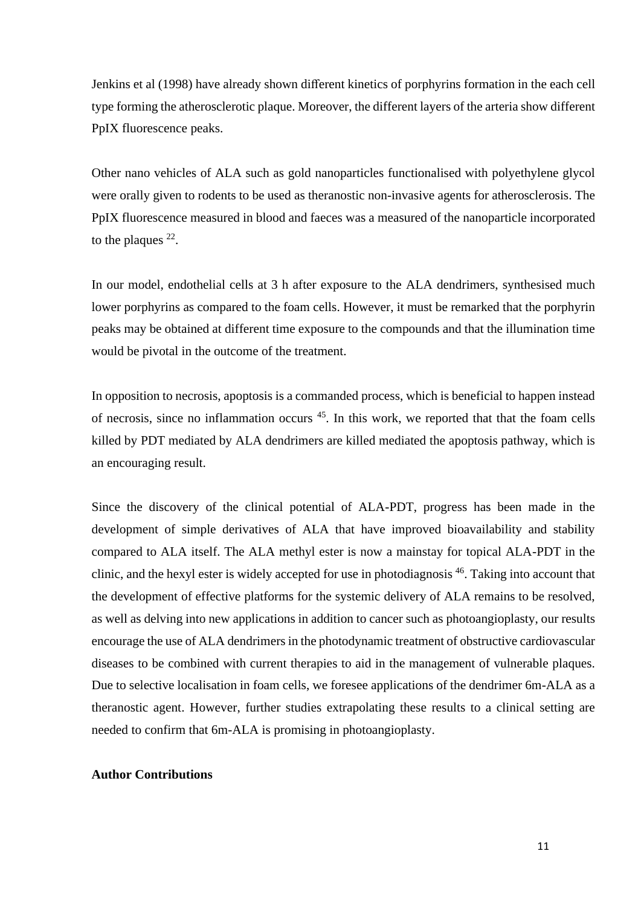Jenkins et al (1998) have already shown different kinetics of porphyrins formation in the each cell type forming the atherosclerotic plaque. Moreover, the different layers of the arteria show different PpIX fluorescence peaks.

Other nano vehicles of ALA such as gold nanoparticles functionalised with polyethylene glycol were orally given to rodents to be used as theranostic non-invasive agents for atherosclerosis. The PpIX fluorescence measured in blood and faeces was a measured of the nanoparticle incorporated to the plaques [22].

In our model, endothelial cells at 3 h after exposure to the ALA dendrimers, synthesised much lower porphyrins as compared to the foam cells. However, it must be remarked that the porphyrin peaks may be obtained at different time exposure to the compounds and that the illumination time would be pivotal in the outcome of the treatment.

In opposition to necrosis, apoptosis is a commanded process, which is beneficial to happen instead of necrosis, since no inflammation occurs [45]. In this work, we reported that that the foam cells killed by PDT mediated by ALA dendrimers are killed mediated the apoptosis pathway, which is an encouraging result.

Since the discovery of the clinical potential of ALA-PDT, progress has been made in the development of simple derivatives of ALA that have improved bioavailability and stability compared to ALA itself. The ALA methyl ester is now a mainstay for topical ALA-PDT in the clinic, and the hexyl ester is widely accepted for use in photodiagnosis [46]. Taking into account that the development of effective platforms for the systemic delivery of ALA remains to be resolved, as well as delving into new applications in addition to cancer such as photoangioplasty, our results encourage the use of ALA dendrimers in the photodynamic treatment of obstructive cardiovascular diseases to be combined with current therapies to aid in the management of vulnerable plaques. Due to selective localisation in foam cells, we foresee applications of the dendrimer 6m-ALA as a theranostic agent. However, further studies extrapolating these results to a clinical setting are needed to confirm that 6m-ALA is promising in photoangioplasty.

**Author Contributions**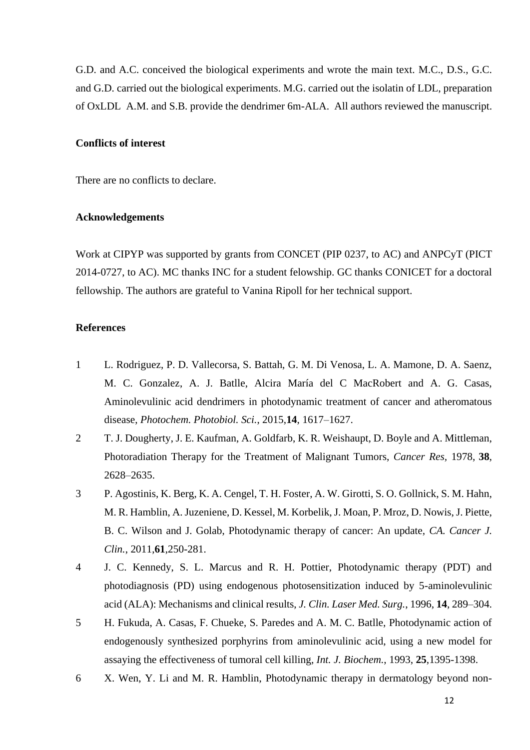G.D. and A.C. conceived the biological experiments and wrote the main text. M.C., D.S., G.C. and G.D. carried out the biological experiments. M.G. carried out the isolatin of LDL, preparation of OxLDL A.M. and S.B. provide the dendrimer 6m-ALA. All authors reviewed the manuscript.

### Conflicts of interest

There are no conflicts to declare.

### Acknowledgements

Work at CIPYP was supported by grants from CONCET (PIP 0237, to AC) and ANPCyT (PICT 2014-0727, to AC). MC thanks INC for a student felowship. GC thanks CONICET for a doctoral fellowship. The authors are grateful to Vanina Ripoll for her technical support.

### References

1. L. Rodriguez, P. D. Vallecorsa, S. Battah, G. M. Di Venosa, L. A. Mamone, D. A. Saenz, M. C. Gonzalez, A. J. Batlle, Alcira María del C MacRobert and A. G. Casas, Aminolevulinic acid dendrimers in photodynamic treatment of cancer and atheromatous disease, *Photochem. Photobiol. Sci.*, 2015,**14**, 1617–1627.
2. T. J. Dougherty, J. E. Kaufman, A. Goldfarb, K. R. Weishaupt, D. Boyle and A. Mittleman, Photoradiation Therapy for the Treatment of Malignant Tumors, *Cancer Res*, 1978, **38**, 2628–2635.
3. P. Agostinis, K. Berg, K. A. Cengel, T. H. Foster, A. W. Girotti, S. O. Gollnick, S. M. Hahn, M. R. Hamblin, A. Juzeniene, D. Kessel, M. Korbelik, J. Moan, P. Mroz, D. Nowis, J. Piette, B. C. Wilson and J. Golab, Photodynamic therapy of cancer: An update, *CA. Cancer J. Clin.*, 2011,**61**,250-281.
4. J. C. Kennedy, S. L. Marcus and R. H. Pottier, Photodynamic therapy (PDT) and photodiagnosis (PD) using endogenous photosensitization induced by 5-aminolevulinic acid (ALA): Mechanisms and clinical results, *J. Clin. Laser Med. Surg.*, 1996, **14**, 289–304.
5. H. Fukuda, A. Casas, F. Chueke, S. Paredes and A. M. C. Batlle, Photodynamic action of endogenously synthesized porphyrins from aminolevulinic acid, using a new model for assaying the effectiveness of tumoral cell killing, *Int. J. Biochem.*, 1993, **25**,1395-1398.
6. X. Wen, Y. Li and M. R. Hamblin, Photodynamic therapy in dermatology beyond non-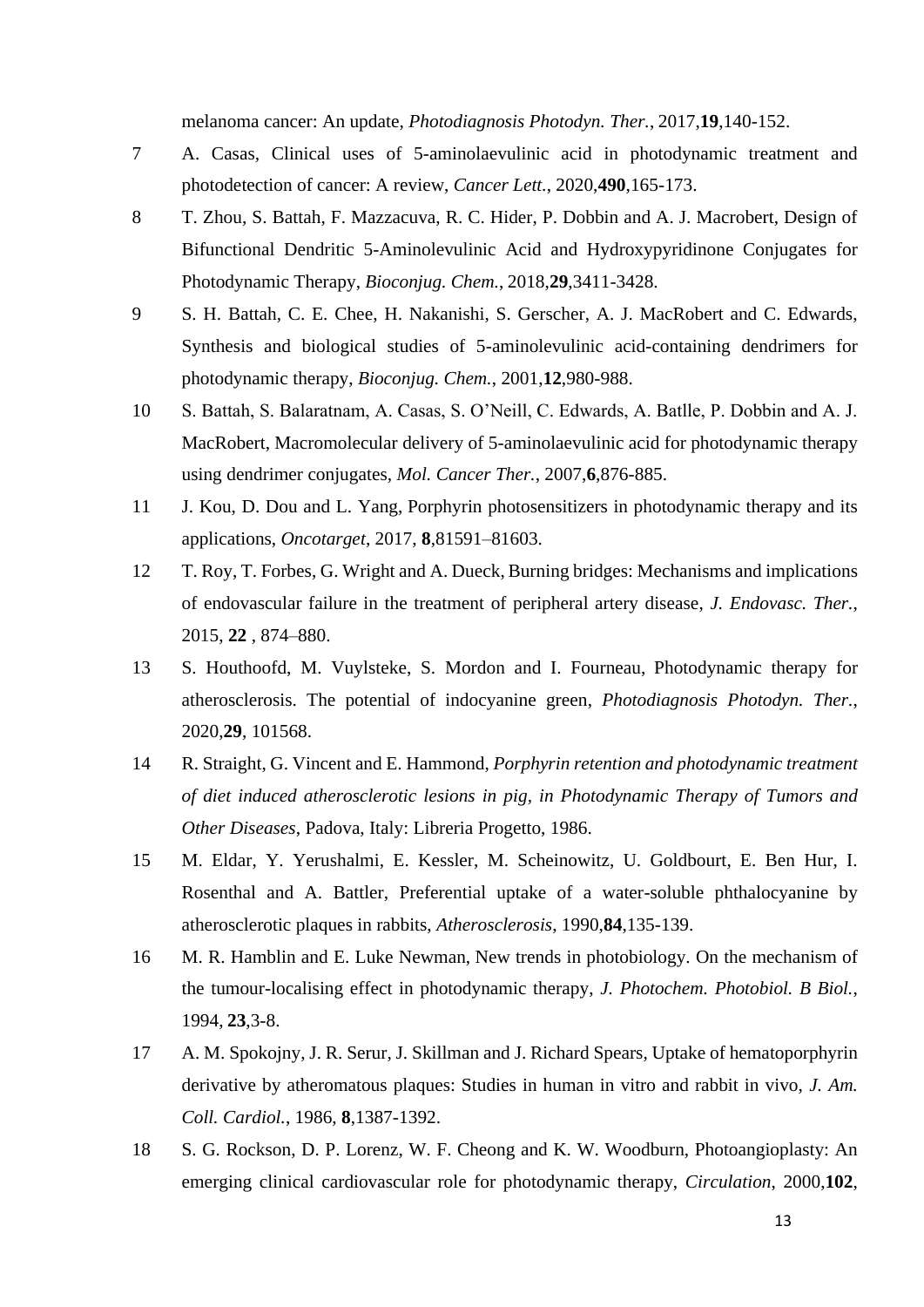melanoma cancer: An update, *Photodiagnosis Photodyn. Ther.*, 2017,**19**,140-152.

7 A. Casas, Clinical uses of 5-aminolaevulinic acid in photodynamic treatment and photodetection of cancer: A review, *Cancer Lett.*, 2020,**490**,165-173.

8 T. Zhou, S. Battah, F. Mazzacuva, R. C. Hider, P. Dobbin and A. J. Macrobert, Design of Bifunctional Dendritic 5-Aminolevulinic Acid and Hydroxypyridinone Conjugates for Photodynamic Therapy, *Bioconjug. Chem.*, 2018,**29**,3411-3428.

9 S. H. Battah, C. E. Chee, H. Nakanishi, S. Gerscher, A. J. MacRobert and C. Edwards, Synthesis and biological studies of 5-aminolevulinic acid-containing dendrimers for photodynamic therapy, *Bioconjug. Chem.*, 2001,**12**,980-988.

10 S. Battah, S. Balaratnam, A. Casas, S. O'Neill, C. Edwards, A. Batlle, P. Dobbin and A. J. MacRobert, Macromolecular delivery of 5-aminolaevulinic acid for photodynamic therapy using dendrimer conjugates, *Mol. Cancer Ther.*, 2007,**6**,876-885.

11 J. Kou, D. Dou and L. Yang, Porphyrin photosensitizers in photodynamic therapy and its applications, *Oncotarget*, 2017, **8**,81591–81603.

12 T. Roy, T. Forbes, G. Wright and A. Dueck, Burning bridges: Mechanisms and implications of endovascular failure in the treatment of peripheral artery disease, *J. Endovasc. Ther.*, 2015, **22** , 874–880.

13 S. Houthoofd, M. Vuylsteke, S. Mordon and I. Fourneau, Photodynamic therapy for atherosclerosis. The potential of indocyanine green, *Photodiagnosis Photodyn. Ther.*, 2020,**29**, 101568.

14 R. Straight, G. Vincent and E. Hammond, *Porphyrin retention and photodynamic treatment of diet induced atherosclerotic lesions in pig, in Photodynamic Therapy of Tumors and Other Diseases*, Padova, Italy: Libreria Progetto, 1986.

15 M. Eldar, Y. Yerushalmi, E. Kessler, M. Scheinowitz, U. Goldbourt, E. Ben Hur, I. Rosenthal and A. Battler, Preferential uptake of a water-soluble phthalocyanine by atherosclerotic plaques in rabbits, *Atherosclerosis*, 1990,**84**,135-139.

16 M. R. Hamblin and E. Luke Newman, New trends in photobiology. On the mechanism of the tumour-localising effect in photodynamic therapy, *J. Photochem. Photobiol. B Biol.*, 1994, **23**,3-8.

17 A. M. Spokojny, J. R. Serur, J. Skillman and J. Richard Spears, Uptake of hematoporphyrin derivative by atheromatous plaques: Studies in human in vitro and rabbit in vivo, *J. Am. Coll. Cardiol.*, 1986, **8**,1387-1392.

18 S. G. Rockson, D. P. Lorenz, W. F. Cheong and K. W. Woodburn, Photoangioplasty: An emerging clinical cardiovascular role for photodynamic therapy, *Circulation*, 2000,**102**,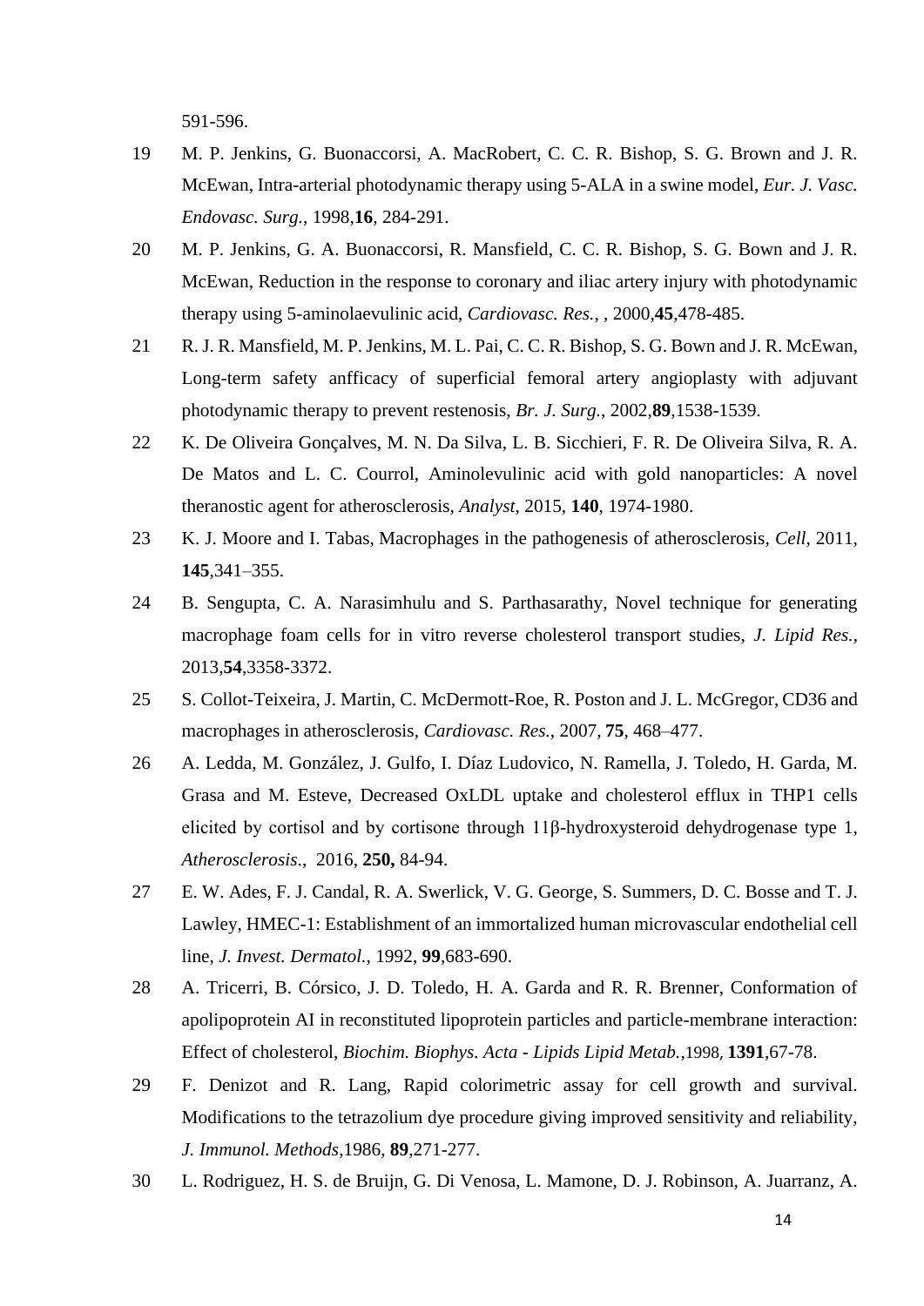591-596.

19 M. P. Jenkins, G. Buonaccorsi, A. MacRobert, C. C. R. Bishop, S. G. Brown and J. R. McEwan, Intra-arterial photodynamic therapy using 5-ALA in a swine model, *Eur. J. Vasc. Endovasc. Surg.*, 1998,**16**, 284-291.

20 M. P. Jenkins, G. A. Buonaccorsi, R. Mansfield, C. C. R. Bishop, S. G. Bown and J. R. McEwan, Reduction in the response to coronary and iliac artery injury with photodynamic therapy using 5-aminolaevulinic acid, *Cardiovasc. Res.*, , 2000,**45**,478-485.

21 R. J. R. Mansfield, M. P. Jenkins, M. L. Pai, C. C. R. Bishop, S. G. Bown and J. R. McEwan, Long-term safety anfficacy of superficial femoral artery angioplasty with adjuvant photodynamic therapy to prevent restenosis, *Br. J. Surg.*, 2002,**89**,1538-1539.

22 K. De Oliveira Gonçalves, M. N. Da Silva, L. B. Sicchieri, F. R. De Oliveira Silva, R. A. De Matos and L. C. Courrol, Aminolevulinic acid with gold nanoparticles: A novel theranostic agent for atherosclerosis, *Analyst*, 2015, **140**, 1974-1980.

23 K. J. Moore and I. Tabas, Macrophages in the pathogenesis of atherosclerosis, *Cell*, 2011, **145**,341–355.

24 B. Sengupta, C. A. Narasimhulu and S. Parthasarathy, Novel technique for generating macrophage foam cells for in vitro reverse cholesterol transport studies, *J. Lipid Res.*, 2013,**54**,3358-3372.

25 S. Collot-Teixeira, J. Martin, C. McDermott-Roe, R. Poston and J. L. McGregor, CD36 and macrophages in atherosclerosis, *Cardiovasc. Res.*, 2007, **75**, 468–477.

26 A. Ledda, M. González, J. Gulfo, I. Díaz Ludovico, N. Ramella, J. Toledo, H. Garda, M. Grasa and M. Esteve, Decreased OxLDL uptake and cholesterol efflux in THP1 cells elicited by cortisol and by cortisone through 11β-hydroxysteroid dehydrogenase type 1, *Atherosclerosis*., 2016, **250,** 84-94.

27 E. W. Ades, F. J. Candal, R. A. Swerlick, V. G. George, S. Summers, D. C. Bosse and T. J. Lawley, HMEC-1: Establishment of an immortalized human microvascular endothelial cell line, *J. Invest. Dermatol.*, 1992, **99**,683-690.

28 A. Tricerri, B. Córsico, J. D. Toledo, H. A. Garda and R. R. Brenner, Conformation of apolipoprotein AI in reconstituted lipoprotein particles and particle-membrane interaction: Effect of cholesterol, *Biochim. Biophys. Acta - Lipids Lipid Metab.*,1998, **1391**,67-78.

29 F. Denizot and R. Lang, Rapid colorimetric assay for cell growth and survival. Modifications to the tetrazolium dye procedure giving improved sensitivity and reliability, *J. Immunol. Methods*,1986, **89**,271-277.

30 L. Rodriguez, H. S. de Bruijn, G. Di Venosa, L. Mamone, D. J. Robinson, A. Juarranz, A.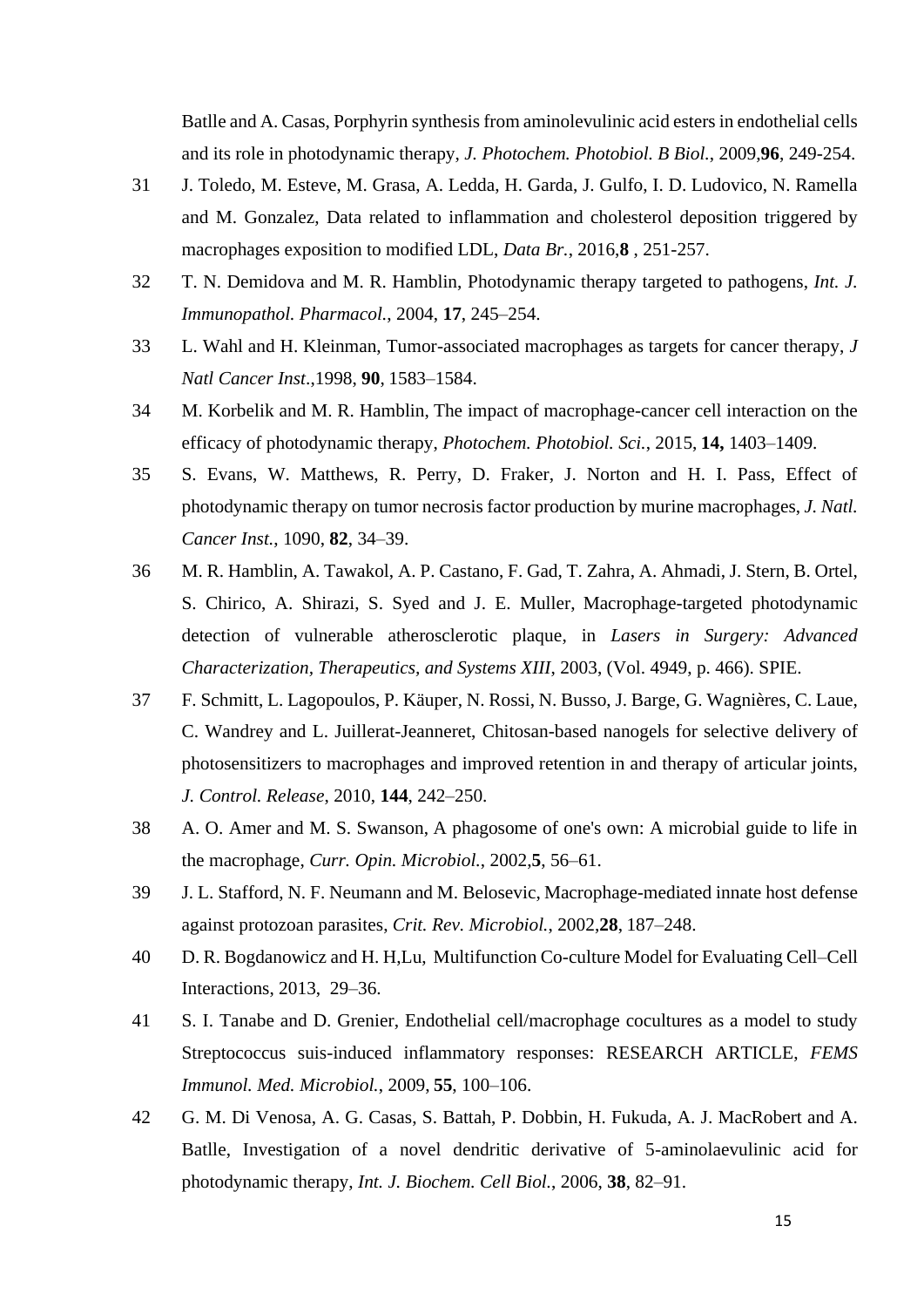Batlle and A. Casas, Porphyrin synthesis from aminolevulinic acid esters in endothelial cells and its role in photodynamic therapy, *J. Photochem. Photobiol. B Biol.*, 2009,**96**, 249-254.

31 J. Toledo, M. Esteve, M. Grasa, A. Ledda, H. Garda, J. Gulfo, I. D. Ludovico, N. Ramella and M. Gonzalez, Data related to inflammation and cholesterol deposition triggered by macrophages exposition to modified LDL, *Data Br.*, 2016,**8** , 251-257.

32 T. N. Demidova and M. R. Hamblin, Photodynamic therapy targeted to pathogens, *Int. J. Immunopathol. Pharmacol.*, 2004, **17**, 245–254.

33 L. Wahl and H. Kleinman, Tumor-associated macrophages as targets for cancer therapy, *J Natl Cancer Inst*.,1998, **90**, 1583–1584.

34 M. Korbelik and M. R. Hamblin, The impact of macrophage-cancer cell interaction on the efficacy of photodynamic therapy, *Photochem. Photobiol. Sci.*, 2015, **14,** 1403–1409.

35 S. Evans, W. Matthews, R. Perry, D. Fraker, J. Norton and H. I. Pass, Effect of photodynamic therapy on tumor necrosis factor production by murine macrophages, *J. Natl. Cancer Inst.*, 1090, **82**, 34–39.

36 M. R. Hamblin, A. Tawakol, A. P. Castano, F. Gad, T. Zahra, A. Ahmadi, J. Stern, B. Ortel, S. Chirico, A. Shirazi, S. Syed and J. E. Muller, Macrophage-targeted photodynamic detection of vulnerable atherosclerotic plaque, in *Lasers in Surgery: Advanced Characterization, Therapeutics, and Systems XIII*, 2003, (Vol. 4949, p. 466). SPIE.

37 F. Schmitt, L. Lagopoulos, P. Käuper, N. Rossi, N. Busso, J. Barge, G. Wagnières, C. Laue, C. Wandrey and L. Juillerat-Jeanneret, Chitosan-based nanogels for selective delivery of photosensitizers to macrophages and improved retention in and therapy of articular joints, *J. Control. Release*, 2010, **144**, 242–250.

38 A. O. Amer and M. S. Swanson, A phagosome of one's own: A microbial guide to life in the macrophage, *Curr. Opin. Microbiol.*, 2002,**5**, 56–61.

39 J. L. Stafford, N. F. Neumann and M. Belosevic, Macrophage-mediated innate host defense against protozoan parasites, *Crit. Rev. Microbiol.*, 2002,**28**, 187–248.

40 D. R. Bogdanowicz and H. H,Lu, Multifunction Co-culture Model for Evaluating Cell–Cell Interactions, 2013, 29–36.

41 S. I. Tanabe and D. Grenier, Endothelial cell/macrophage cocultures as a model to study Streptococcus suis-induced inflammatory responses: RESEARCH ARTICLE, *FEMS Immunol. Med. Microbiol.*, 2009, **55**, 100–106.

42 G. M. Di Venosa, A. G. Casas, S. Battah, P. Dobbin, H. Fukuda, A. J. MacRobert and A. Batlle, Investigation of a novel dendritic derivative of 5-aminolaevulinic acid for photodynamic therapy, *Int. J. Biochem. Cell Biol.*, 2006, **38**, 82–91.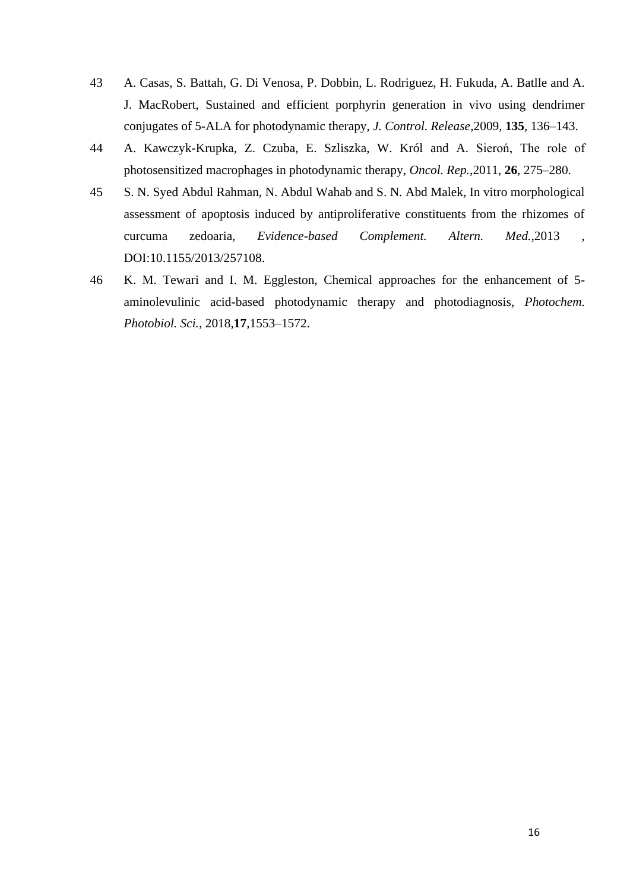43 A. Casas, S. Battah, G. Di Venosa, P. Dobbin, L. Rodriguez, H. Fukuda, A. Batlle and A. J. MacRobert, Sustained and efficient porphyrin generation in vivo using dendrimer conjugates of 5-ALA for photodynamic therapy, *J. Control. Release*,2009, **135**, 136–143.

44 A. Kawczyk-Krupka, Z. Czuba, E. Szliszka, W. Król and A. Sieroń, The role of photosensitized macrophages in photodynamic therapy, *Oncol. Rep.*,2011, **26**, 275–280.

45 S. N. Syed Abdul Rahman, N. Abdul Wahab and S. N. Abd Malek, In vitro morphological assessment of apoptosis induced by antiproliferative constituents from the rhizomes of curcuma zedoaria, *Evidence-based Complement. Altern. Med.*,2013 , DOI:10.1155/2013/257108.

46 K. M. Tewari and I. M. Eggleston, Chemical approaches for the enhancement of 5-aminolevulinic acid-based photodynamic therapy and photodiagnosis, *Photochem. Photobiol. Sci.*, 2018,**17**,1553–1572.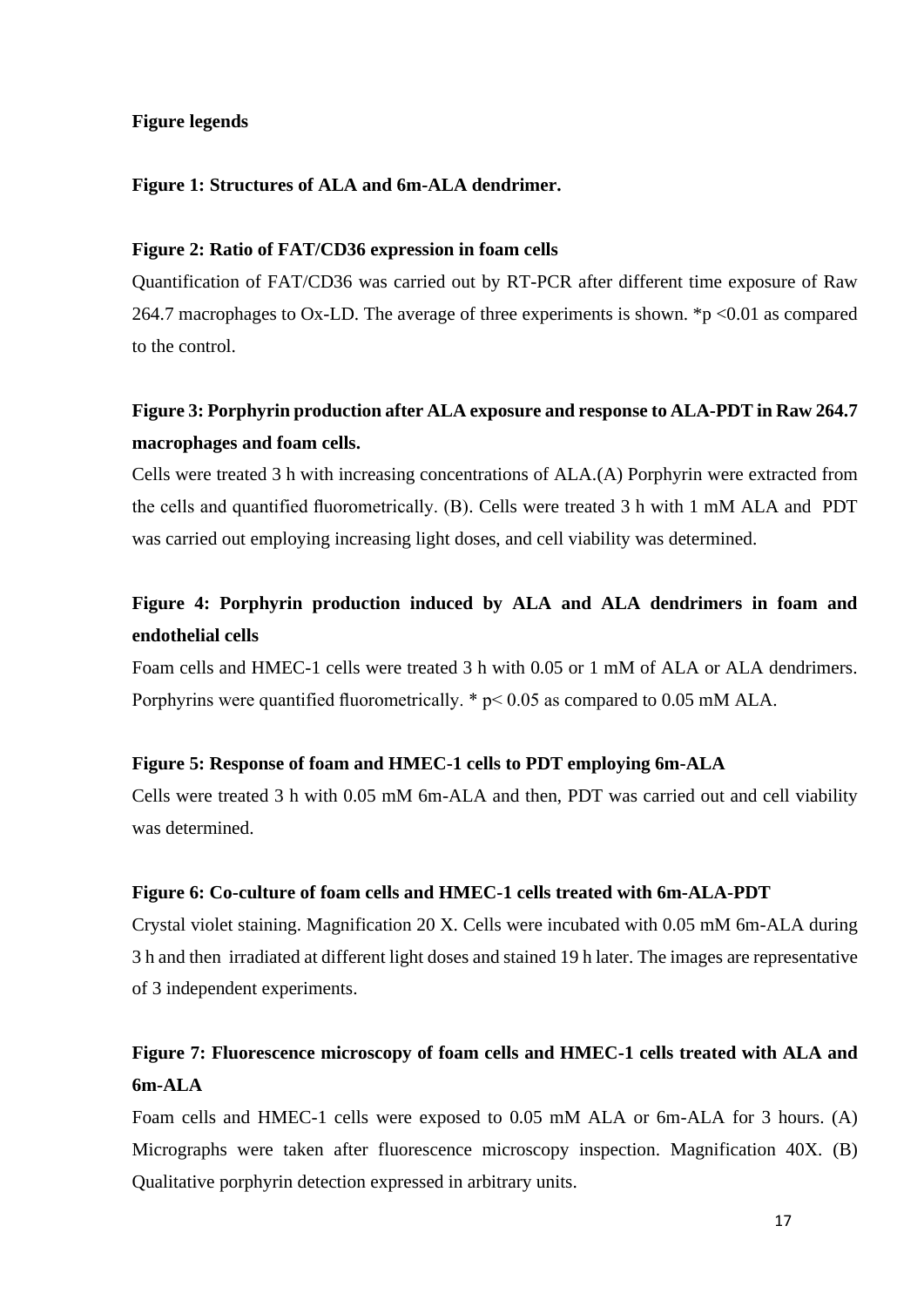## Figure legends

**Figure 1: Structures of ALA and 6m-ALA dendrimer.**

**Figure 2: Ratio of FAT/CD36 expression in foam cells**

Quantification of FAT/CD36 was carried out by RT-PCR after different time exposure of Raw 264.7 macrophages to Ox-LD. The average of three experiments is shown. *p $<0.01$ as compared to the control.

**Figure 3: Porphyrin production after ALA exposure and response to ALA-PDT in Raw 264.7 macrophages and foam cells.**

Cells were treated 3 h with increasing concentrations of ALA.(A) Porphyrin were extracted from the cells and quantified fluorometrically. (B). Cells were treated 3 h with 1 mM ALA and PDT was carried out employing increasing light doses, and cell viability was determined.

**Figure 4: Porphyrin production induced by ALA and ALA dendrimers in foam and endothelial cells**

Foam cells and HMEC-1 cells were treated 3 h with 0.05 or 1 mM of ALA or ALA dendrimers. Porphyrins were quantified fluorometrically. * $p< 0.05$ as compared to 0.05 mM ALA.

**Figure 5: Response of foam and HMEC-1 cells to PDT employing 6m-ALA**

Cells were treated 3 h with 0.05 mM 6m-ALA and then, PDT was carried out and cell viability was determined.

**Figure 6: Co-culture of foam cells and HMEC-1 cells treated with 6m-ALA-PDT**

Crystal violet staining. Magnification 20 X. Cells were incubated with 0.05 mM 6m-ALA during 3 h and then irradiated at different light doses and stained 19 h later. The images are representative of 3 independent experiments.

**Figure 7: Fluorescence microscopy of foam cells and HMEC-1 cells treated with ALA and 6m-ALA**

Foam cells and HMEC-1 cells were exposed to 0.05 mM ALA or 6m-ALA for 3 hours. (A) Micrographs were taken after fluorescence microscopy inspection. Magnification 40X. (B) Qualitative porphyrin detection expressed in arbitrary units.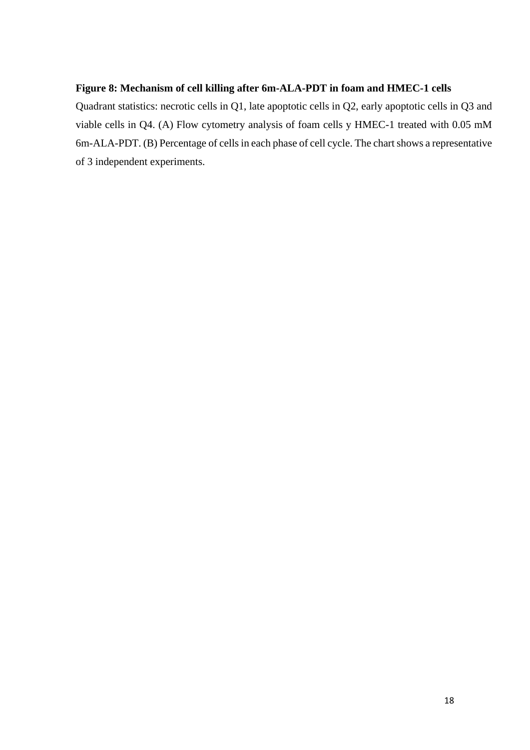**Figure 8: Mechanism of cell killing after 6m-ALA-PDT in foam and HMEC-1 cells**

Quadrant statistics: necrotic cells in Q1, late apoptotic cells in Q2, early apoptotic cells in Q3 and viable cells in Q4. (A) Flow cytometry analysis of foam cells y HMEC-1 treated with 0.05 mM 6m-ALA-PDT. (B) Percentage of cells in each phase of cell cycle. The chart shows a representative of 3 independent experiments.